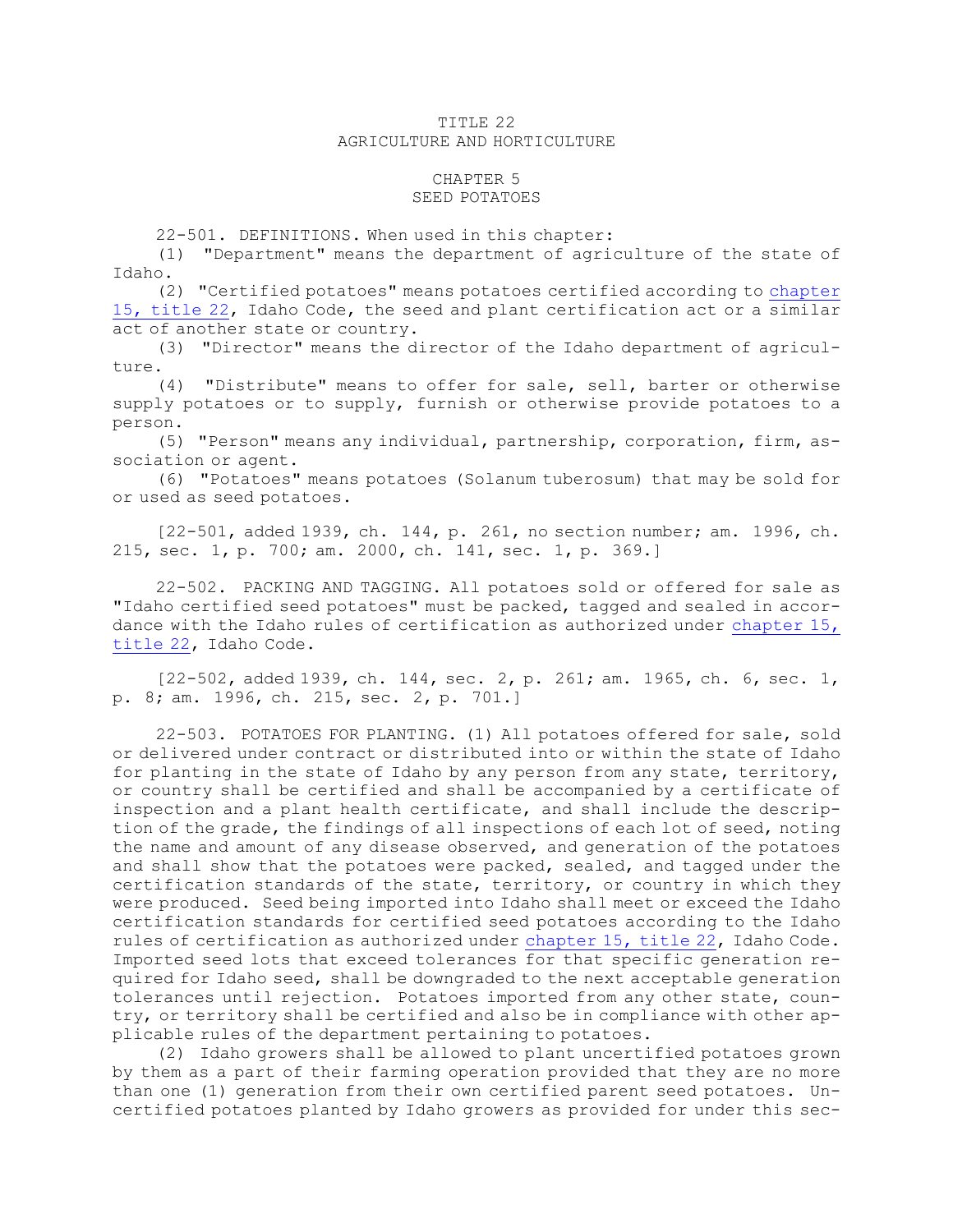# TITLE 22
# AGRICULTURE AND HORTICULTURE

## CHAPTER 5
## SEED POTATOES

22-501. DEFINITIONS. When used in this chapter:

(1) "Department" means the department of agriculture of the state of Idaho.

(2) "Certified potatoes" means potatoes certified according to chapter 15, title 22, Idaho Code, the seed and plant certification act or a similar act of another state or country.

(3) "Director" means the director of the Idaho department of agriculture.

(4) "Distribute" means to offer for sale, sell, barter or otherwise supply potatoes or to supply, furnish or otherwise provide potatoes to a person.

(5) "Person" means any individual, partnership, corporation, firm, association or agent.

(6) "Potatoes" means potatoes (Solanum tuberosum) that may be sold for or used as seed potatoes.

[22-501, added 1939, ch. 144, p. 261, no section number; am. 1996, ch. 215, sec. 1, p. 700; am. 2000, ch. 141, sec. 1, p. 369.]

22-502. PACKING AND TAGGING. All potatoes sold or offered for sale as "Idaho certified seed potatoes" must be packed, tagged and sealed in accordance with the Idaho rules of certification as authorized under chapter 15, title 22, Idaho Code.

[22-502, added 1939, ch. 144, sec. 2, p. 261; am. 1965, ch. 6, sec. 1, p. 8; am. 1996, ch. 215, sec. 2, p. 701.]

22-503. POTATOES FOR PLANTING. (1) All potatoes offered for sale, sold or delivered under contract or distributed into or within the state of Idaho for planting in the state of Idaho by any person from any state, territory, or country shall be certified and shall be accompanied by a certificate of inspection and a plant health certificate, and shall include the description of the grade, the findings of all inspections of each lot of seed, noting the name and amount of any disease observed, and generation of the potatoes and shall show that the potatoes were packed, sealed, and tagged under the certification standards of the state, territory, or country in which they were produced. Seed being imported into Idaho shall meet or exceed the Idaho certification standards for certified seed potatoes according to the Idaho rules of certification as authorized under chapter 15, title 22, Idaho Code. Imported seed lots that exceed tolerances for that specific generation required for Idaho seed, shall be downgraded to the next acceptable generation tolerances until rejection. Potatoes imported from any other state, country, or territory shall be certified and also be in compliance with other applicable rules of the department pertaining to potatoes.

(2) Idaho growers shall be allowed to plant uncertified potatoes grown by them as a part of their farming operation provided that they are no more than one (1) generation from their own certified parent seed potatoes. Uncertified potatoes planted by Idaho growers as provided for under this sec-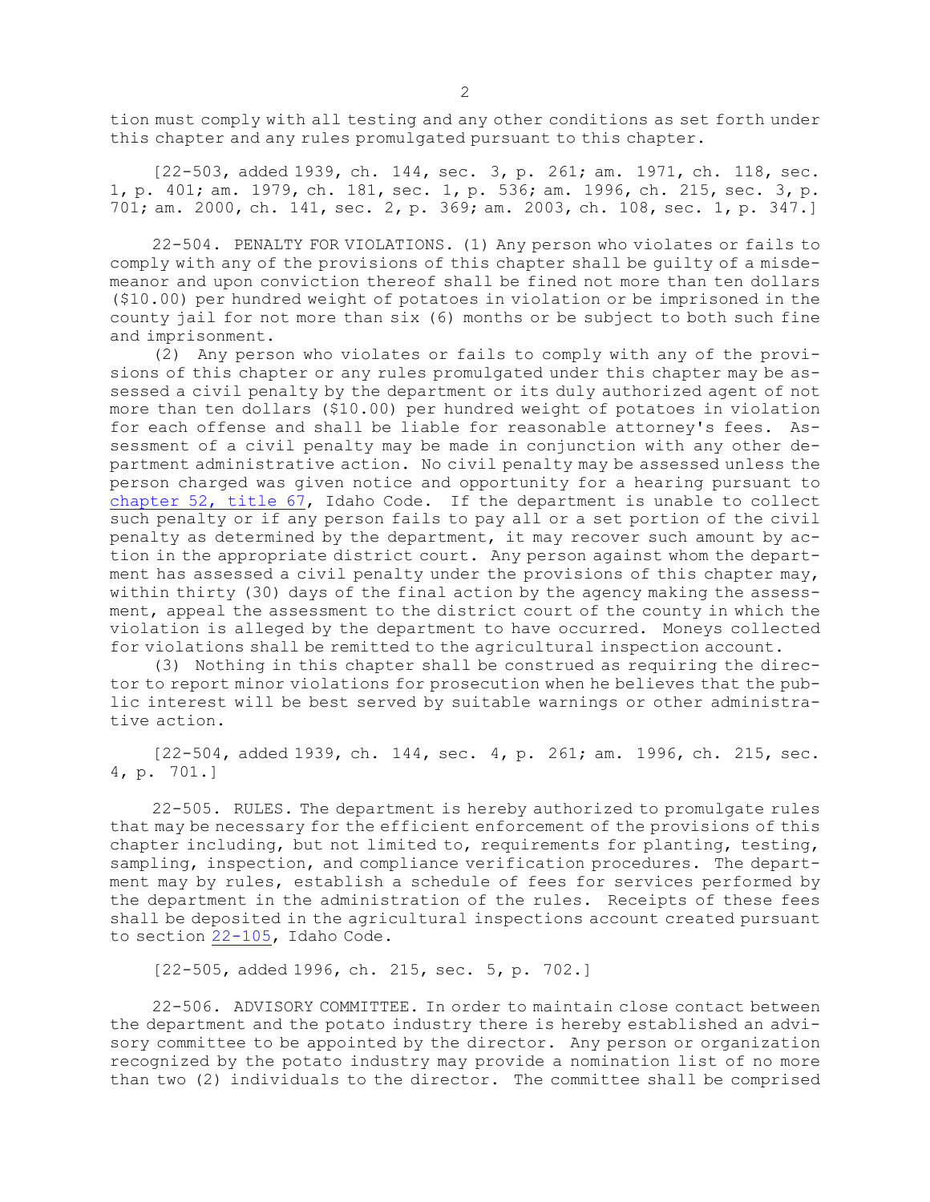tion must comply with all testing and any other conditions as set forth under this chapter and any rules promulgated pursuant to this chapter.

[22-503, added 1939, ch. 144, sec. 3, p. 261; am. 1971, ch. 118, sec. 1, p. 401; am. 1979, ch. 181, sec. 1, p. 536; am. 1996, ch. 215, sec. 3, p. 701; am. 2000, ch. 141, sec. 2, p. 369; am. 2003, ch. 108, sec. 1, p. 347.]

22-504. PENALTY FOR VIOLATIONS. (1) Any person who violates or fails to comply with any of the provisions of this chapter shall be guilty of a misdemeanor and upon conviction thereof shall be fined not more than ten dollars ($10.00) per hundred weight of potatoes in violation or be imprisoned in the county jail for not more than six (6) months or be subject to both such fine and imprisonment.

(2) Any person who violates or fails to comply with any of the provisions of this chapter or any rules promulgated under this chapter may be assessed a civil penalty by the department or its duly authorized agent of not more than ten dollars ($10.00) per hundred weight of potatoes in violation for each offense and shall be liable for reasonable attorney's fees. Assessment of a civil penalty may be made in conjunction with any other department administrative action. No civil penalty may be assessed unless the person charged was given notice and opportunity for a hearing pursuant to chapter 52, title 67, Idaho Code. If the department is unable to collect such penalty or if any person fails to pay all or a set portion of the civil penalty as determined by the department, it may recover such amount by action in the appropriate district court. Any person against whom the department has assessed a civil penalty under the provisions of this chapter may, within thirty (30) days of the final action by the agency making the assessment, appeal the assessment to the district court of the county in which the violation is alleged by the department to have occurred. Moneys collected for violations shall be remitted to the agricultural inspection account.

(3) Nothing in this chapter shall be construed as requiring the director to report minor violations for prosecution when he believes that the public interest will be best served by suitable warnings or other administrative action.

[22-504, added 1939, ch. 144, sec. 4, p. 261; am. 1996, ch. 215, sec. 4, p. 701.]

22-505. RULES. The department is hereby authorized to promulgate rules that may be necessary for the efficient enforcement of the provisions of this chapter including, but not limited to, requirements for planting, testing, sampling, inspection, and compliance verification procedures. The department may by rules, establish a schedule of fees for services performed by the department in the administration of the rules. Receipts of these fees shall be deposited in the agricultural inspections account created pursuant to section 22-105, Idaho Code.

[22-505, added 1996, ch. 215, sec. 5, p. 702.]

22-506. ADVISORY COMMITTEE. In order to maintain close contact between the department and the potato industry there is hereby established an advisory committee to be appointed by the director. Any person or organization recognized by the potato industry may provide a nomination list of no more than two (2) individuals to the director. The committee shall be comprised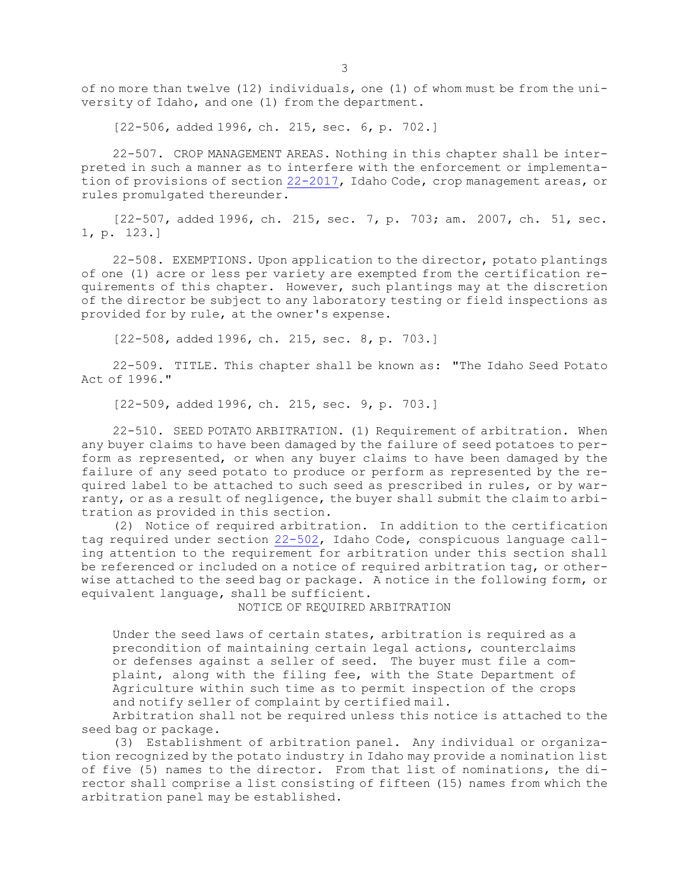of no more than twelve (12) individuals, one (1) of whom must be from the university of Idaho, and one (1) from the department.

[22-506, added 1996, ch. 215, sec. 6, p. 702.]

22-507. CROP MANAGEMENT AREAS. Nothing in this chapter shall be interpreted in such a manner as to interfere with the enforcement or implementation of provisions of section 22-2017, Idaho Code, crop management areas, or rules promulgated thereunder.

[22-507, added 1996, ch. 215, sec. 7, p. 703; am. 2007, ch. 51, sec. 1, p. 123.]

22-508. EXEMPTIONS. Upon application to the director, potato plantings of one (1) acre or less per variety are exempted from the certification requirements of this chapter. However, such plantings may at the discretion of the director be subject to any laboratory testing or field inspections as provided for by rule, at the owner's expense.

[22-508, added 1996, ch. 215, sec. 8, p. 703.]

22-509. TITLE. This chapter shall be known as: "The Idaho Seed Potato Act of 1996."

[22-509, added 1996, ch. 215, sec. 9, p. 703.]

22-510. SEED POTATO ARBITRATION. (1) Requirement of arbitration. When any buyer claims to have been damaged by the failure of seed potatoes to perform as represented, or when any buyer claims to have been damaged by the failure of any seed potato to produce or perform as represented by the required label to be attached to such seed as prescribed in rules, or by warranty, or as a result of negligence, the buyer shall submit the claim to arbitration as provided in this section.

(2) Notice of required arbitration. In addition to the certification tag required under section 22-502, Idaho Code, conspicuous language calling attention to the requirement for arbitration under this section shall be referenced or included on a notice of required arbitration tag, or otherwise attached to the seed bag or package. A notice in the following form, or equivalent language, shall be sufficient.

NOTICE OF REQUIRED ARBITRATION

> Under the seed laws of certain states, arbitration is required as a precondition of maintaining certain legal actions, counterclaims or defenses against a seller of seed. The buyer must file a complaint, along with the filing fee, with the State Department of Agriculture within such time as to permit inspection of the crops and notify seller of complaint by certified mail.

Arbitration shall not be required unless this notice is attached to the seed bag or package.

(3) Establishment of arbitration panel. Any individual or organization recognized by the potato industry in Idaho may provide a nomination list of five (5) names to the director. From that list of nominations, the director shall comprise a list consisting of fifteen (15) names from which the arbitration panel may be established.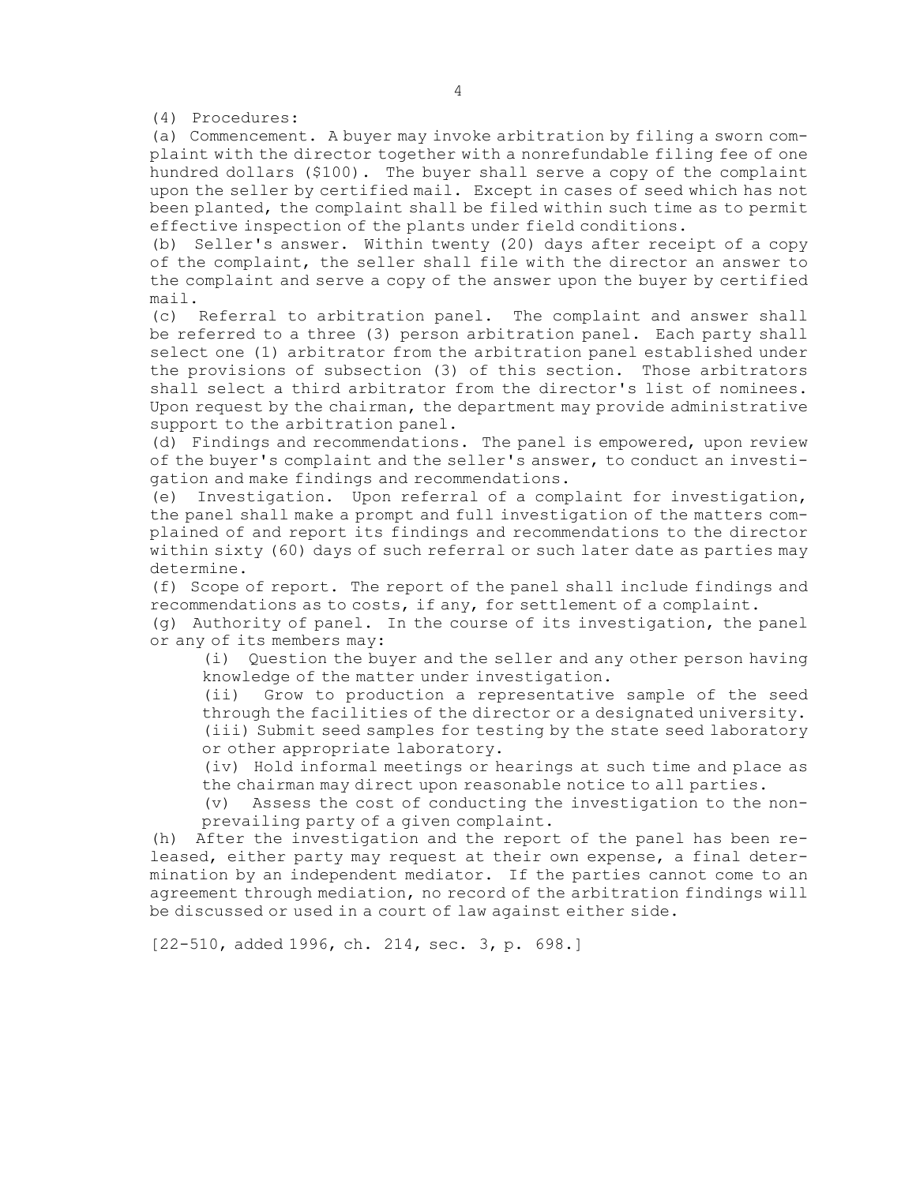(4) Procedures:

(a) Commencement. A buyer may invoke arbitration by filing a sworn complaint with the director together with a nonrefundable filing fee of one hundred dollars ($100). The buyer shall serve a copy of the complaint upon the seller by certified mail. Except in cases of seed which has not been planted, the complaint shall be filed within such time as to permit effective inspection of the plants under field conditions.

(b) Seller's answer. Within twenty (20) days after receipt of a copy of the complaint, the seller shall file with the director an answer to the complaint and serve a copy of the answer upon the buyer by certified mail.

(c) Referral to arbitration panel. The complaint and answer shall be referred to a three (3) person arbitration panel. Each party shall select one (1) arbitrator from the arbitration panel established under the provisions of subsection (3) of this section. Those arbitrators shall select a third arbitrator from the director's list of nominees. Upon request by the chairman, the department may provide administrative support to the arbitration panel.

(d) Findings and recommendations. The panel is empowered, upon review of the buyer's complaint and the seller's answer, to conduct an investigation and make findings and recommendations.

(e) Investigation. Upon referral of a complaint for investigation, the panel shall make a prompt and full investigation of the matters complained of and report its findings and recommendations to the director within sixty (60) days of such referral or such later date as parties may determine.

(f) Scope of report. The report of the panel shall include findings and recommendations as to costs, if any, for settlement of a complaint.

(g) Authority of panel. In the course of its investigation, the panel or any of its members may:

(i) Question the buyer and the seller and any other person having knowledge of the matter under investigation.

(ii) Grow to production a representative sample of the seed through the facilities of the director or a designated university.

(iii) Submit seed samples for testing by the state seed laboratory or other appropriate laboratory.

(iv) Hold informal meetings or hearings at such time and place as the chairman may direct upon reasonable notice to all parties.

(v) Assess the cost of conducting the investigation to the non-prevailing party of a given complaint.

(h) After the investigation and the report of the panel has been released, either party may request at their own expense, a final determination by an independent mediator. If the parties cannot come to an agreement through mediation, no record of the arbitration findings will be discussed or used in a court of law against either side.

[22-510, added 1996, ch. 214, sec. 3, p. 698.]